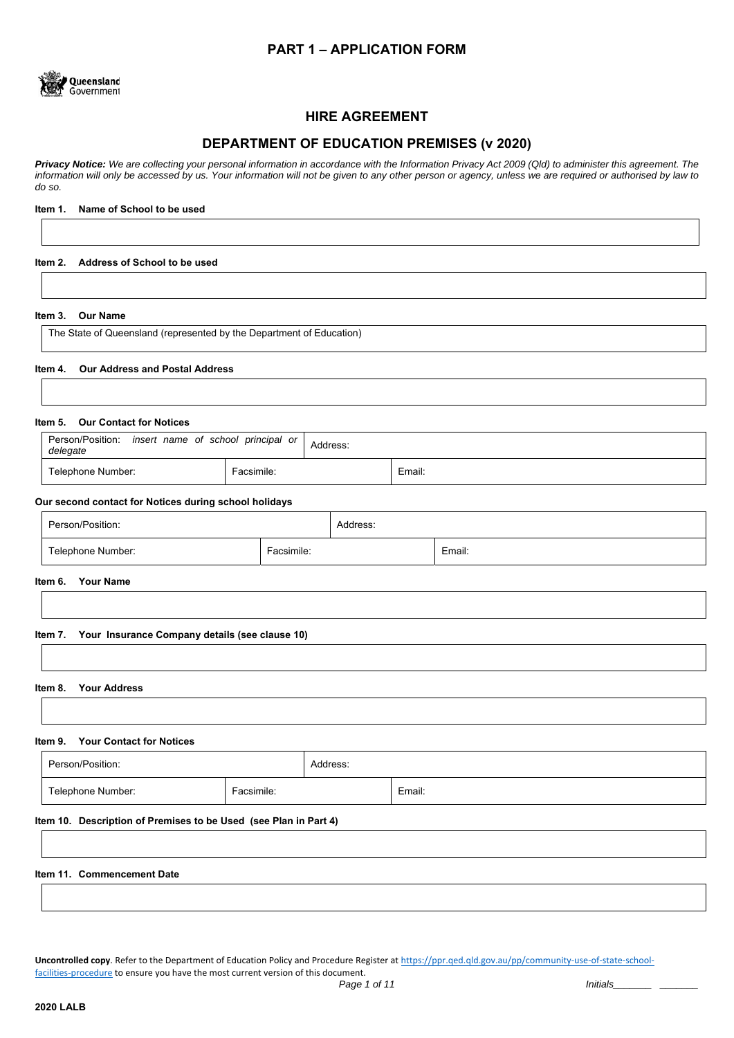## PART 1 – APPLICATION FORM

Queensland Government

# HIRE AGREEMENT

## DEPARTMENT OF EDUCATION PREMISES (v 2020)

***Privacy Notice:*** *We are collecting your personal information in accordance with the Information Privacy Act 2009 (Qld) to administer this agreement. The information will only be accessed by us. Your information will not be given to any other person or agency, unless we are required or authorised by law to do so.*

**Item 1. Name of School to be used**

| |
|---|
| |

**Item 2. Address of School to be used**

| |
|---|
| |

**Item 3. Our Name**

| |
|---|
| The State of Queensland (represented by the Department of Education) |

**Item 4. Our Address and Postal Address**

| |
|---|
| |

**Item 5. Our Contact for Notices**

| | | |
|---|---|---|
| Person/Position: *insert name of school principal or delegate* | Address: | |
| Telephone Number: | Facsimile: | Email: |

**Our second contact for Notices during school holidays**

| | | |
|---|---|---|
| Person/Position: | Address: | |
| Telephone Number: | Facsimile: | Email: |

**Item 6. Your Name**

| |
|---|
| |

**Item 7. Your Insurance Company details (see clause 10)**

| |
|---|
| |

**Item 8. Your Address**

| |
|---|
| |

**Item 9. Your Contact for Notices**

| | | |
|---|---|---|
| Person/Position: | Address: | |
| Telephone Number: | Facsimile: | Email: |

**Item 10. Description of Premises to be Used (see Plan in Part 4)**

| |
|---|
| |

**Item 11. Commencement Date**

| |
|---|
| |

**Uncontrolled copy**. Refer to the Department of Education Policy and Procedure Register at https://ppr.qed.qld.gov.au/pp/community-use-of-state-school-facilities-procedure to ensure you have the most current version of this document.

*Initials*_______ _______

**2020 LALB**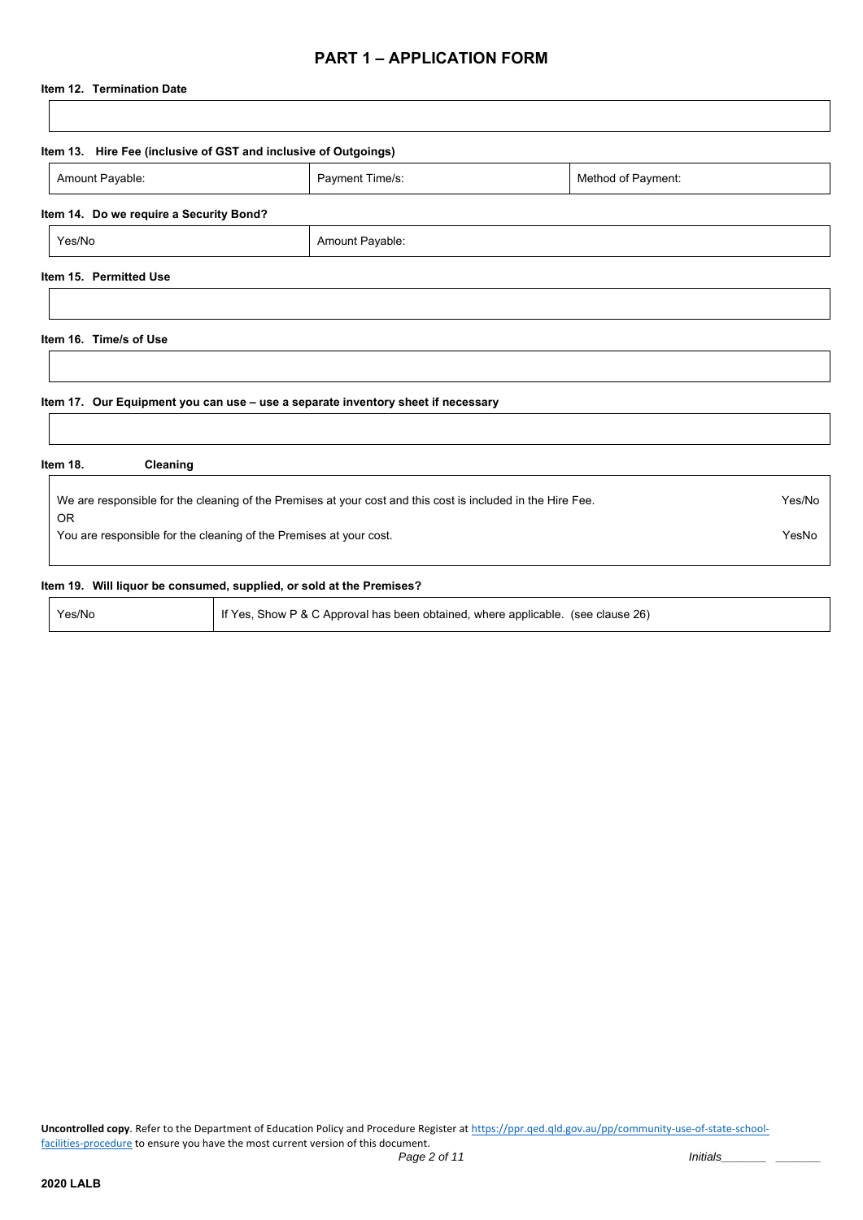## PART 1 – APPLICATION FORM

**Item 12. Termination Date**

| |
|---|
| |

**Item 13. Hire Fee (inclusive of GST and inclusive of Outgoings)**

| Amount Payable: | Payment Time/s: | Method of Payment: |
|---|---|---|

**Item 14. Do we require a Security Bond?**

| Yes/No | Amount Payable: |
|---|---|

**Item 15. Permitted Use**

| |
|---|
| |

**Item 16. Time/s of Use**

| |
|---|
| |

**Item 17. Our Equipment you can use – use a separate inventory sheet if necessary**

| |
|---|
| |

**Item 18. Cleaning**

| | |
|---|---|
| We are responsible for the cleaning of the Premises at your cost and this cost is included in the Hire Fee. | Yes/No |
| OR | |
| You are responsible for the cleaning of the Premises at your cost. | YesNo |

**Item 19. Will liquor be consumed, supplied, or sold at the Premises?**

| Yes/No | If Yes, Show P & C Approval has been obtained, where applicable. (see clause 26) |
|---|---|

**Uncontrolled copy**. Refer to the Department of Education Policy and Procedure Register at https://ppr.qed.qld.gov.au/pp/community-use-of-state-school-facilities-procedure to ensure you have the most current version of this document.

*Initials_______ _______*

**2020 LALB**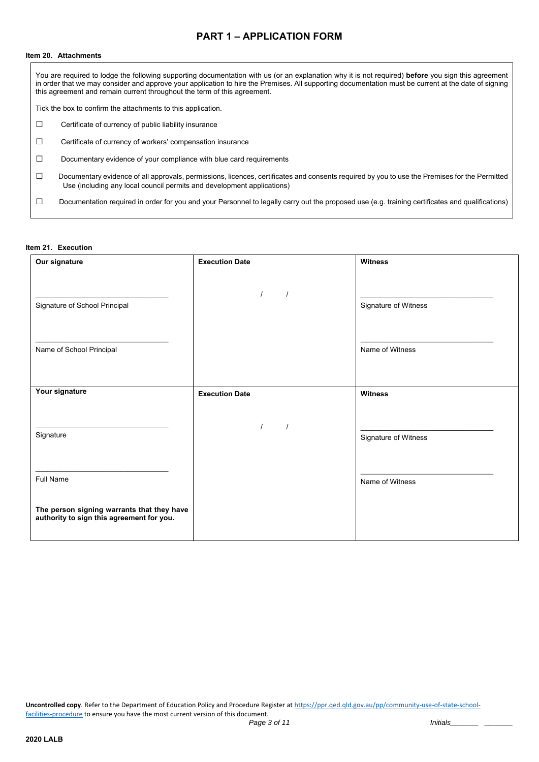# PART 1 – APPLICATION FORM

**Item 20. Attachments**

You are required to lodge the following supporting documentation with us (or an explanation why it is not required) **before** you sign this agreement in order that we may consider and approve your application to hire the Premises. All supporting documentation must be current at the date of signing this agreement and remain current throughout the term of this agreement.

Tick the box to confirm the attachments to this application.

- ☐ Certificate of currency of public liability insurance
- ☐ Certificate of currency of workers' compensation insurance
- ☐ Documentary evidence of your compliance with blue card requirements
- ☐ Documentary evidence of all approvals, permissions, licences, certificates and consents required by you to use the Premises for the Permitted Use (including any local council permits and development applications)
- ☐ Documentation required in order for you and your Personnel to legally carry out the proposed use (e.g. training certificates and qualifications)

**Item 21. Execution**

| **Our signature** | **Execution Date** | **Witness** |
|---|---|---|
| ______________________ Signature of School Principal ______________________ Name of School Principal | / / | ______________________ Signature of Witness ______________________ Name of Witness |
| **Your signature** | **Execution Date** | **Witness** |
| ______________________ Signature ______________________ Full Name **The person signing warrants that they have authority to sign this agreement for you.** | / / | ______________________ Signature of Witness ______________________ Name of Witness |

**Uncontrolled copy**. Refer to the Department of Education Policy and Procedure Register at https://ppr.qed.qld.gov.au/pp/community-use-of-state-school-facilities-procedure to ensure you have the most current version of this document.

*Initials*_______ _______

**2020 LALB**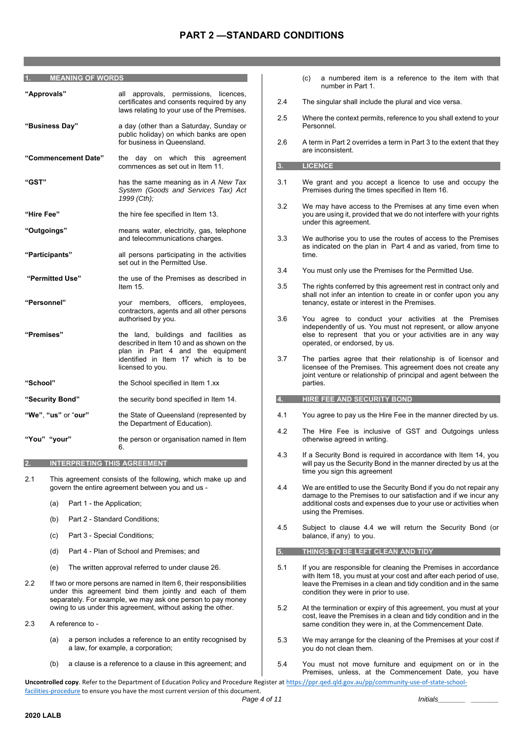# PART 2 —STANDARD CONDITIONS

## 1. MEANING OF WORDS

| | |
|---|---|
| **"Approvals"** | all approvals, permissions, licences, certificates and consents required by any laws relating to your use of the Premises. |
| **"Business Day"** | a day (other than a Saturday, Sunday or public holiday) on which banks are open for business in Queensland. |
| **"Commencement Date"** | the day on which this agreement commences as set out in Item 11. |
| **"GST"** | has the same meaning as in *A New Tax System (Goods and Services Tax) Act 1999 (Cth);* |
| **"Hire Fee"** | the hire fee specified in Item 13. |
| **"Outgoings"** | means water, electricity, gas, telephone and telecommunications charges. |
| **"Participants"** | all persons participating in the activities set out in the Permitted Use. |
| **"Permitted Use"** | the use of the Premises as described in Item 15. |
| **"Personnel"** | your members, officers, employees, contractors, agents and all other persons authorised by you. |
| **"Premises"** | the land, buildings and facilities as described in Item 10 and as shown on the plan in Part 4 and the equipment identified in Item 17 which is to be licensed to you. |
| **"School"** | the School specified in Item 1.xx |
| **"Security Bond"** | the security bond specified in Item 14. |
| **"We"**, **"us"** or "**our**" | the State of Queensland (represented by the Department of Education). |
| **"You" "your"** | the person or organisation named in Item 6. |

## 2. INTERPRETING THIS AGREEMENT

2.1 This agreement consists of the following, which make up and govern the entire agreement between you and us -

(a) Part 1 - the Application;

(b) Part 2 - Standard Conditions;

(c) Part 3 - Special Conditions;

(d) Part 4 - Plan of School and Premises; and

(e) The written approval referred to under clause 26.

2.2 If two or more persons are named in Item 6, their responsibilities under this agreement bind them jointly and each of them separately. For example, we may ask one person to pay money owing to us under this agreement, without asking the other.

2.3 A reference to -

(a) a person includes a reference to an entity recognised by a law, for example, a corporation;

(b) a clause is a reference to a clause in this agreement; and

(c) a numbered item is a reference to the item with that number in Part 1.

2.4 The singular shall include the plural and vice versa.

2.5 Where the context permits, reference to you shall extend to your Personnel.

2.6 A term in Part 2 overrides a term in Part 3 to the extent that they are inconsistent.

## 3. LICENCE

3.1 We grant and you accept a licence to use and occupy the Premises during the times specified in Item 16.

3.2 We may have access to the Premises at any time even when you are using it, provided that we do not interfere with your rights under this agreement.

3.3 We authorise you to use the routes of access to the Premises as indicated on the plan in Part 4 and as varied, from time to time.

3.4 You must only use the Premises for the Permitted Use.

3.5 The rights conferred by this agreement rest in contract only and shall not infer an intention to create in or confer upon you any tenancy, estate or interest in the Premises.

3.6 You agree to conduct your activities at the Premises independently of us. You must not represent, or allow anyone else to represent that you or your activities are in any way operated, or endorsed, by us.

3.7 The parties agree that their relationship is of licensor and licensee of the Premises. This agreement does not create any joint venture or relationship of principal and agent between the parties.

## 4. HIRE FEE AND SECURITY BOND

4.1 You agree to pay us the Hire Fee in the manner directed by us.

4.2 The Hire Fee is inclusive of GST and Outgoings unless otherwise agreed in writing.

4.3 If a Security Bond is required in accordance with Item 14, you will pay us the Security Bond in the manner directed by us at the time you sign this agreement

4.4 We are entitled to use the Security Bond if you do not repair any damage to the Premises to our satisfaction and if we incur any additional costs and expenses due to your use or activities when using the Premises.

4.5 Subject to clause 4.4 we will return the Security Bond (or balance, if any) to you.

## 5. THINGS TO BE LEFT CLEAN AND TIDY

5.1 If you are responsible for cleaning the Premises in accordance with Item 18, you must at your cost and after each period of use, leave the Premises in a clean and tidy condition and in the same condition they were in prior to use.

5.2 At the termination or expiry of this agreement, you must at your cost, leave the Premises in a clean and tidy condition and in the same condition they were in, at the Commencement Date.

5.3 We may arrange for the cleaning of the Premises at your cost if you do not clean them.

5.4 You must not move furniture and equipment on or in the Premises, unless, at the Commencement Date, you have

**Uncontrolled copy**. Refer to the Department of Education Policy and Procedure Register at https://ppr.qed.qld.gov.au/pp/community-use-of-state-school-facilities-procedure to ensure you have the most current version of this document.

*Initials_______ _______*

**2020 LALB**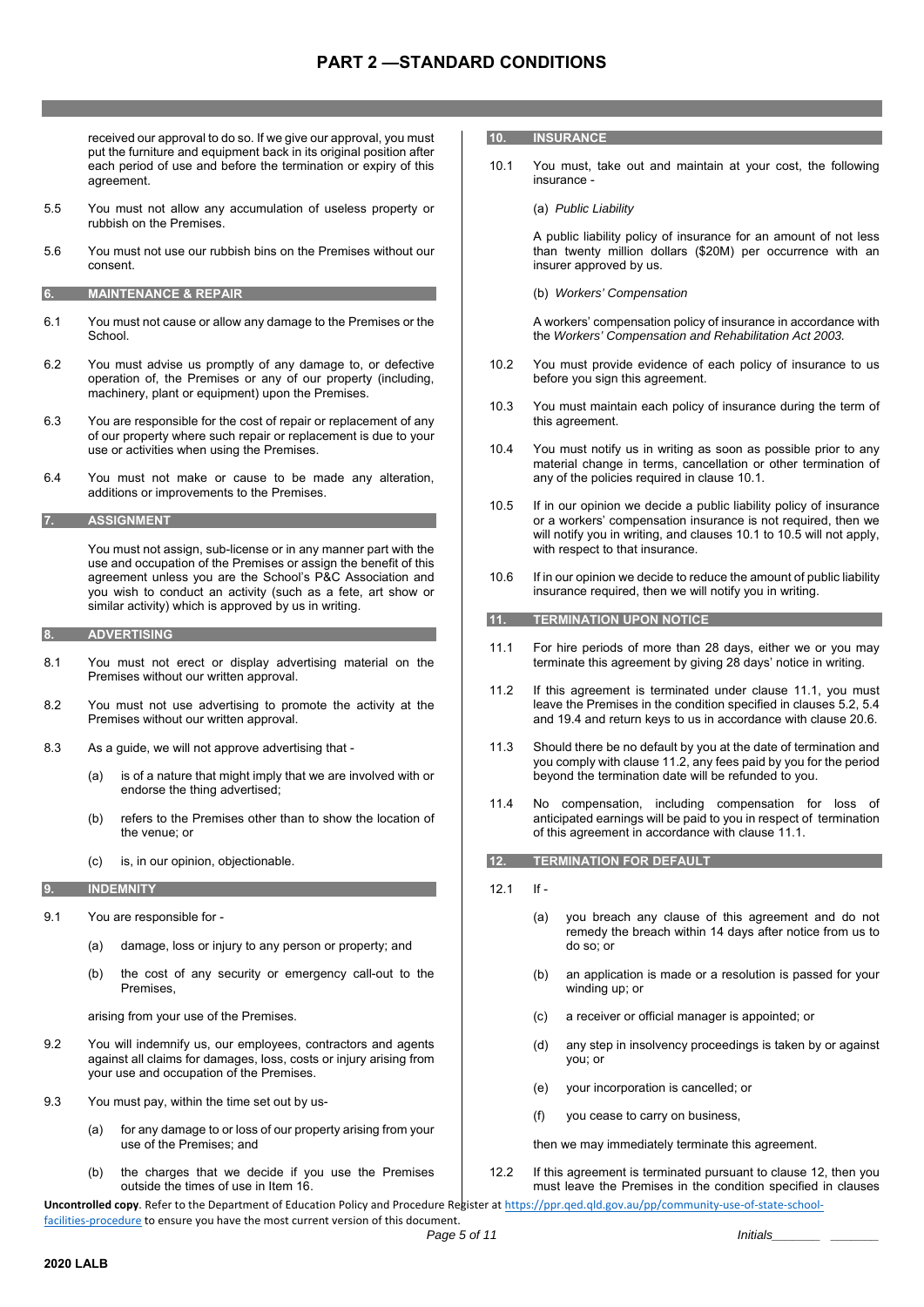# PART 2 —STANDARD CONDITIONS

received our approval to do so. If we give our approval, you must put the furniture and equipment back in its original position after each period of use and before the termination or expiry of this agreement.

5.5 You must not allow any accumulation of useless property or rubbish on the Premises.

5.6 You must not use our rubbish bins on the Premises without our consent.

## 6. MAINTENANCE & REPAIR

6.1 You must not cause or allow any damage to the Premises or the School.

6.2 You must advise us promptly of any damage to, or defective operation of, the Premises or any of our property (including, machinery, plant or equipment) upon the Premises.

6.3 You are responsible for the cost of repair or replacement of any of our property where such repair or replacement is due to your use or activities when using the Premises.

6.4 You must not make or cause to be made any alteration, additions or improvements to the Premises.

## 7. ASSIGNMENT

You must not assign, sub-license or in any manner part with the use and occupation of the Premises or assign the benefit of this agreement unless you are the School's P&C Association and you wish to conduct an activity (such as a fete, art show or similar activity) which is approved by us in writing.

## 8. ADVERTISING

8.1 You must not erect or display advertising material on the Premises without our written approval.

8.2 You must not use advertising to promote the activity at the Premises without our written approval.

8.3 As a guide, we will not approve advertising that -

(a) is of a nature that might imply that we are involved with or endorse the thing advertised;

(b) refers to the Premises other than to show the location of the venue; or

(c) is, in our opinion, objectionable.

## 9. INDEMNITY

9.1 You are responsible for -

(a) damage, loss or injury to any person or property; and

(b) the cost of any security or emergency call-out to the Premises,

arising from your use of the Premises.

9.2 You will indemnify us, our employees, contractors and agents against all claims for damages, loss, costs or injury arising from your use and occupation of the Premises.

9.3 You must pay, within the time set out by us-

(a) for any damage to or loss of our property arising from your use of the Premises; and

(b) the charges that we decide if you use the Premises outside the times of use in Item 16.

## 10. INSURANCE

10.1 You must, take out and maintain at your cost, the following insurance -

(a) *Public Liability*

A public liability policy of insurance for an amount of not less than twenty million dollars ($20M) per occurrence with an insurer approved by us.

(b) *Workers' Compensation*

A workers' compensation policy of insurance in accordance with the *Workers' Compensation and Rehabilitation Act 2003.*

10.2 You must provide evidence of each policy of insurance to us before you sign this agreement.

10.3 You must maintain each policy of insurance during the term of this agreement.

10.4 You must notify us in writing as soon as possible prior to any material change in terms, cancellation or other termination of any of the policies required in clause 10.1.

10.5 If in our opinion we decide a public liability policy of insurance or a workers' compensation insurance is not required, then we will notify you in writing, and clauses 10.1 to 10.5 will not apply, with respect to that insurance.

10.6 If in our opinion we decide to reduce the amount of public liability insurance required, then we will notify you in writing.

## 11. TERMINATION UPON NOTICE

11.1 For hire periods of more than 28 days, either we or you may terminate this agreement by giving 28 days' notice in writing.

11.2 If this agreement is terminated under clause 11.1, you must leave the Premises in the condition specified in clauses 5.2, 5.4 and 19.4 and return keys to us in accordance with clause 20.6.

11.3 Should there be no default by you at the date of termination and you comply with clause 11.2, any fees paid by you for the period beyond the termination date will be refunded to you.

11.4 No compensation, including compensation for loss of anticipated earnings will be paid to you in respect of termination of this agreement in accordance with clause 11.1.

## 12. TERMINATION FOR DEFAULT

12.1 If -

(a) you breach any clause of this agreement and do not remedy the breach within 14 days after notice from us to do so; or

(b) an application is made or a resolution is passed for your winding up; or

(c) a receiver or official manager is appointed; or

(d) any step in insolvency proceedings is taken by or against you; or

(e) your incorporation is cancelled; or

(f) you cease to carry on business,

then we may immediately terminate this agreement.

12.2 If this agreement is terminated pursuant to clause 12, then you must leave the Premises in the condition specified in clauses

**Uncontrolled copy**. Refer to the Department of Education Policy and Procedure Register at https://ppr.qed.qld.gov.au/pp/community-use-of-state-school-facilities-procedure to ensure you have the most current version of this document.

Initials_______ _______

**2020 LALB**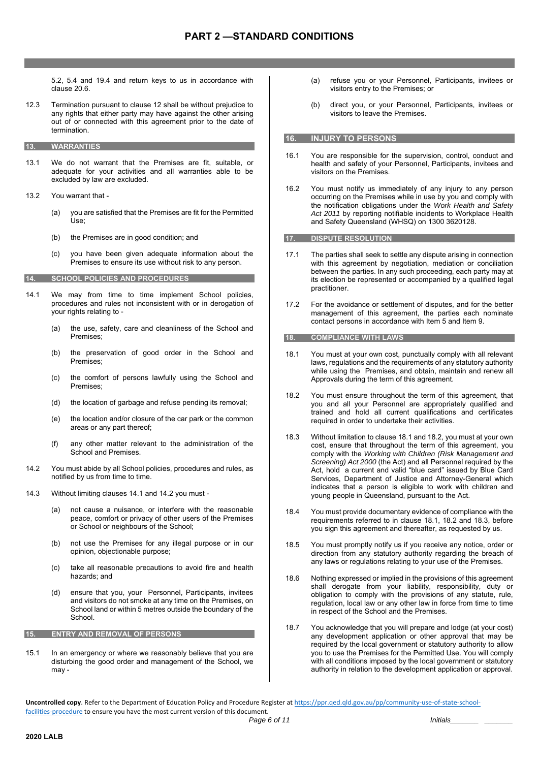# PART 2 —STANDARD CONDITIONS

5.2, 5.4 and 19.4 and return keys to us in accordance with clause 20.6.

12.3 Termination pursuant to clause 12 shall be without prejudice to any rights that either party may have against the other arising out of or connected with this agreement prior to the date of termination.

## 13. WARRANTIES

13.1 We do not warrant that the Premises are fit, suitable, or adequate for your activities and all warranties able to be excluded by law are excluded.

13.2 You warrant that -

(a) you are satisfied that the Premises are fit for the Permitted Use;

(b) the Premises are in good condition; and

(c) you have been given adequate information about the Premises to ensure its use without risk to any person.

## 14. SCHOOL POLICIES AND PROCEDURES

14.1 We may from time to time implement School policies, procedures and rules not inconsistent with or in derogation of your rights relating to -

(a) the use, safety, care and cleanliness of the School and Premises;

(b) the preservation of good order in the School and Premises;

(c) the comfort of persons lawfully using the School and Premises;

(d) the location of garbage and refuse pending its removal;

(e) the location and/or closure of the car park or the common areas or any part thereof;

(f) any other matter relevant to the administration of the School and Premises.

14.2 You must abide by all School policies, procedures and rules, as notified by us from time to time.

14.3 Without limiting clauses 14.1 and 14.2 you must -

(a) not cause a nuisance, or interfere with the reasonable peace, comfort or privacy of other users of the Premises or School or neighbours of the School;

(b) not use the Premises for any illegal purpose or in our opinion, objectionable purpose;

(c) take all reasonable precautions to avoid fire and health hazards; and

(d) ensure that you, your Personnel, Participants, invitees and visitors do not smoke at any time on the Premises, on School land or within 5 metres outside the boundary of the School.

## 15. ENTRY AND REMOVAL OF PERSONS

15.1 In an emergency or where we reasonably believe that you are disturbing the good order and management of the School, we may -

(a) refuse you or your Personnel, Participants, invitees or visitors entry to the Premises; or

(b) direct you, or your Personnel, Participants, invitees or visitors to leave the Premises.

## 16. INJURY TO PERSONS

16.1 You are responsible for the supervision, control, conduct and health and safety of your Personnel, Participants, invitees and visitors on the Premises.

16.2 You must notify us immediately of any injury to any person occurring on the Premises while in use by you and comply with the notification obligations under the *Work Health and Safety Act 2011* by reporting notifiable incidents to Workplace Health and Safety Queensland (WHSQ) on 1300 3620128.

## 17. DISPUTE RESOLUTION

17.1 The parties shall seek to settle any dispute arising in connection with this agreement by negotiation, mediation or conciliation between the parties. In any such proceeding, each party may at its election be represented or accompanied by a qualified legal practitioner.

17.2 For the avoidance or settlement of disputes, and for the better management of this agreement, the parties each nominate contact persons in accordance with Item 5 and Item 9.

## 18. COMPLIANCE WITH LAWS

18.1 You must at your own cost, punctually comply with all relevant laws, regulations and the requirements of any statutory authority while using the Premises, and obtain, maintain and renew all Approvals during the term of this agreement.

18.2 You must ensure throughout the term of this agreement, that you and all your Personnel are appropriately qualified and trained and hold all current qualifications and certificates required in order to undertake their activities.

18.3 Without limitation to clause 18.1 and 18.2, you must at your own cost, ensure that throughout the term of this agreement, you comply with the *Working with Children (Risk Management and Screening) Act 2000* (the Act) and all Personnel required by the Act, hold a current and valid "blue card" issued by Blue Card Services, Department of Justice and Attorney-General which indicates that a person is eligible to work with children and young people in Queensland, pursuant to the Act.

18.4 You must provide documentary evidence of compliance with the requirements referred to in clause 18.1, 18.2 and 18.3, before you sign this agreement and thereafter, as requested by us.

18.5 You must promptly notify us if you receive any notice, order or direction from any statutory authority regarding the breach of any laws or regulations relating to your use of the Premises.

18.6 Nothing expressed or implied in the provisions of this agreement shall derogate from your liability, responsibility, duty or obligation to comply with the provisions of any statute, rule, regulation, local law or any other law in force from time to time in respect of the School and the Premises.

18.7 You acknowledge that you will prepare and lodge (at your cost) any development application or other approval that may be required by the local government or statutory authority to allow you to use the Premises for the Permitted Use. You will comply with all conditions imposed by the local government or statutory authority in relation to the development application or approval.

**Uncontrolled copy**. Refer to the Department of Education Policy and Procedure Register at https://ppr.qed.qld.gov.au/pp/community-use-of-state-school-facilities-procedure to ensure you have the most current version of this document.

Initials_______ _______

**2020 LALB**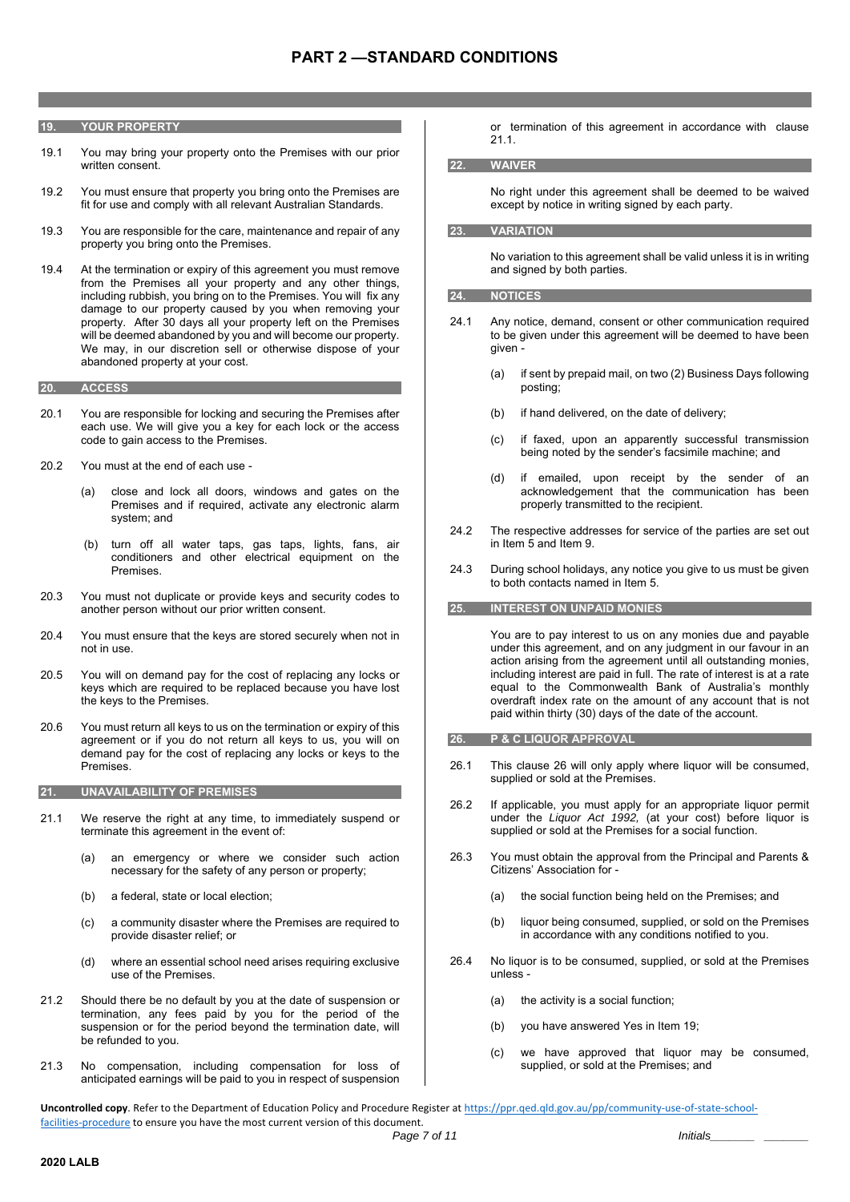# PART 2 —STANDARD CONDITIONS

## 19. YOUR PROPERTY

19.1 You may bring your property onto the Premises with our prior written consent.

19.2 You must ensure that property you bring onto the Premises are fit for use and comply with all relevant Australian Standards.

19.3 You are responsible for the care, maintenance and repair of any property you bring onto the Premises.

19.4 At the termination or expiry of this agreement you must remove from the Premises all your property and any other things, including rubbish, you bring on to the Premises. You will fix any damage to our property caused by you when removing your property. After 30 days all your property left on the Premises will be deemed abandoned by you and will become our property. We may, in our discretion sell or otherwise dispose of your abandoned property at your cost.

## 20. ACCESS

20.1 You are responsible for locking and securing the Premises after each use. We will give you a key for each lock or the access code to gain access to the Premises.

20.2 You must at the end of each use -

(a) close and lock all doors, windows and gates on the Premises and if required, activate any electronic alarm system; and

(b) turn off all water taps, gas taps, lights, fans, air conditioners and other electrical equipment on the Premises.

20.3 You must not duplicate or provide keys and security codes to another person without our prior written consent.

20.4 You must ensure that the keys are stored securely when not in not in use.

20.5 You will on demand pay for the cost of replacing any locks or keys which are required to be replaced because you have lost the keys to the Premises.

20.6 You must return all keys to us on the termination or expiry of this agreement or if you do not return all keys to us, you will on demand pay for the cost of replacing any locks or keys to the Premises.

## 21. UNAVAILABILITY OF PREMISES

21.1 We reserve the right at any time, to immediately suspend or terminate this agreement in the event of:

(a) an emergency or where we consider such action necessary for the safety of any person or property;

(b) a federal, state or local election;

(c) a community disaster where the Premises are required to provide disaster relief; or

(d) where an essential school need arises requiring exclusive use of the Premises.

21.2 Should there be no default by you at the date of suspension or termination, any fees paid by you for the period of the suspension or for the period beyond the termination date, will be refunded to you.

21.3 No compensation, including compensation for loss of anticipated earnings will be paid to you in respect of suspension or termination of this agreement in accordance with clause 21.1.

## 22. WAIVER

No right under this agreement shall be deemed to be waived except by notice in writing signed by each party.

## 23. VARIATION

No variation to this agreement shall be valid unless it is in writing and signed by both parties.

## 24. NOTICES

24.1 Any notice, demand, consent or other communication required to be given under this agreement will be deemed to have been given -

(a) if sent by prepaid mail, on two (2) Business Days following posting;

(b) if hand delivered, on the date of delivery;

(c) if faxed, upon an apparently successful transmission being noted by the sender's facsimile machine; and

(d) if emailed, upon receipt by the sender of an acknowledgement that the communication has been properly transmitted to the recipient.

24.2 The respective addresses for service of the parties are set out in Item 5 and Item 9.

24.3 During school holidays, any notice you give to us must be given to both contacts named in Item 5.

## 25. INTEREST ON UNPAID MONIES

You are to pay interest to us on any monies due and payable under this agreement, and on any judgment in our favour in an action arising from the agreement until all outstanding monies, including interest are paid in full. The rate of interest is at a rate equal to the Commonwealth Bank of Australia's monthly overdraft index rate on the amount of any account that is not paid within thirty (30) days of the date of the account.

## 26. P & C LIQUOR APPROVAL

26.1 This clause 26 will only apply where liquor will be consumed, supplied or sold at the Premises.

26.2 If applicable, you must apply for an appropriate liquor permit under the *Liquor Act 1992,* (at your cost) before liquor is supplied or sold at the Premises for a social function.

26.3 You must obtain the approval from the Principal and Parents & Citizens' Association for -

(a) the social function being held on the Premises; and

(b) liquor being consumed, supplied, or sold on the Premises in accordance with any conditions notified to you.

26.4 No liquor is to be consumed, supplied, or sold at the Premises unless -

(a) the activity is a social function;

(b) you have answered Yes in Item 19;

(c) we have approved that liquor may be consumed, supplied, or sold at the Premises; and

**Uncontrolled copy**. Refer to the Department of Education Policy and Procedure Register at https://ppr.qed.qld.gov.au/pp/community-use-of-state-school-facilities-procedure to ensure you have the most current version of this document.

Initials_______ _______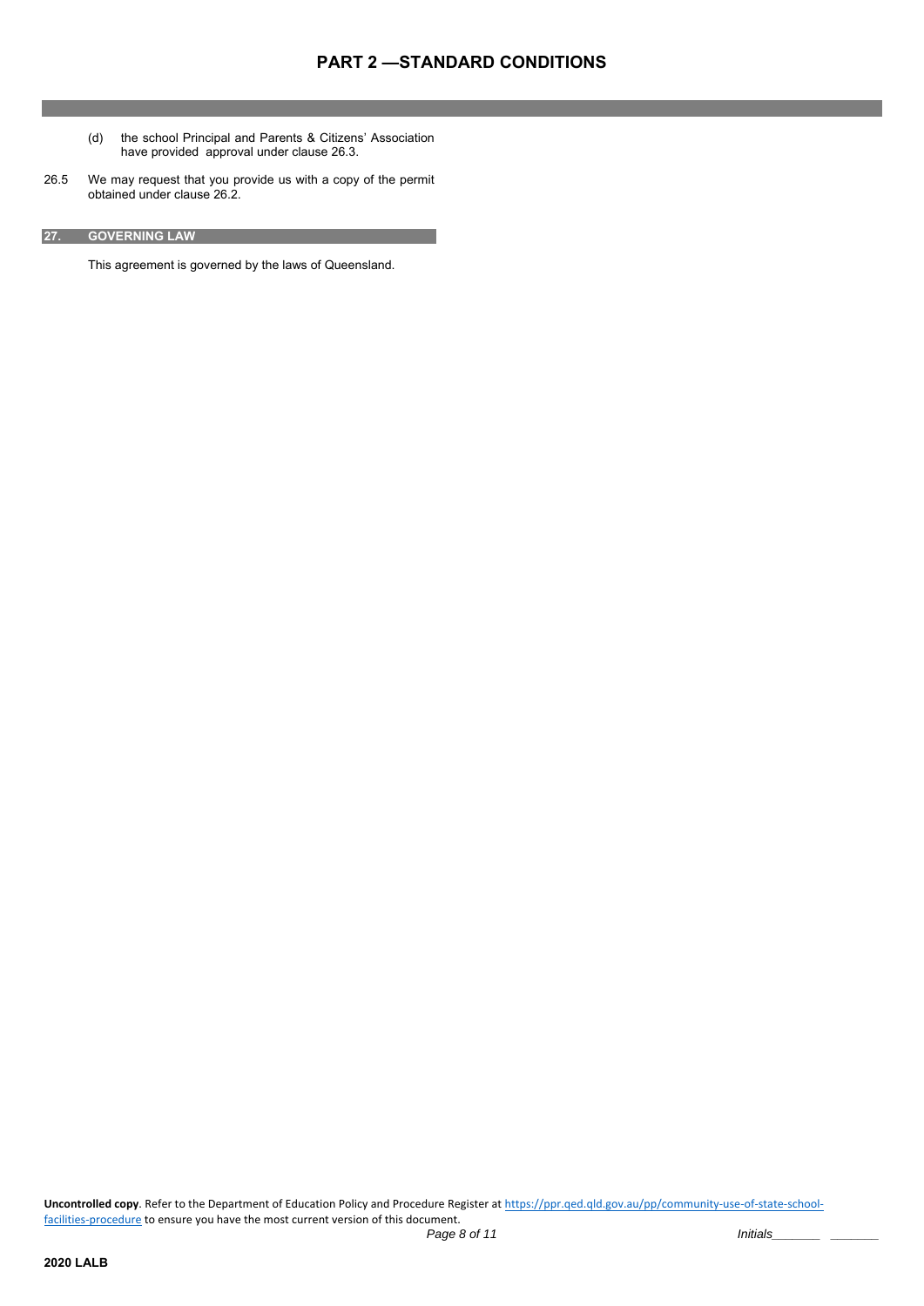## PART 2 —STANDARD CONDITIONS

(d) the school Principal and Parents & Citizens' Association have provided approval under clause 26.3.

26.5 We may request that you provide us with a copy of the permit obtained under clause 26.2.

### 27. GOVERNING LAW

This agreement is governed by the laws of Queensland.

**Uncontrolled copy**. Refer to the Department of Education Policy and Procedure Register at [https://ppr.qed.qld.gov.au/pp/community-use-of-state-school-facilities-procedure](https://ppr.qed.qld.gov.au/pp/community-use-of-state-school-facilities-procedure) to ensure you have the most current version of this document.

*Initials_______ _______*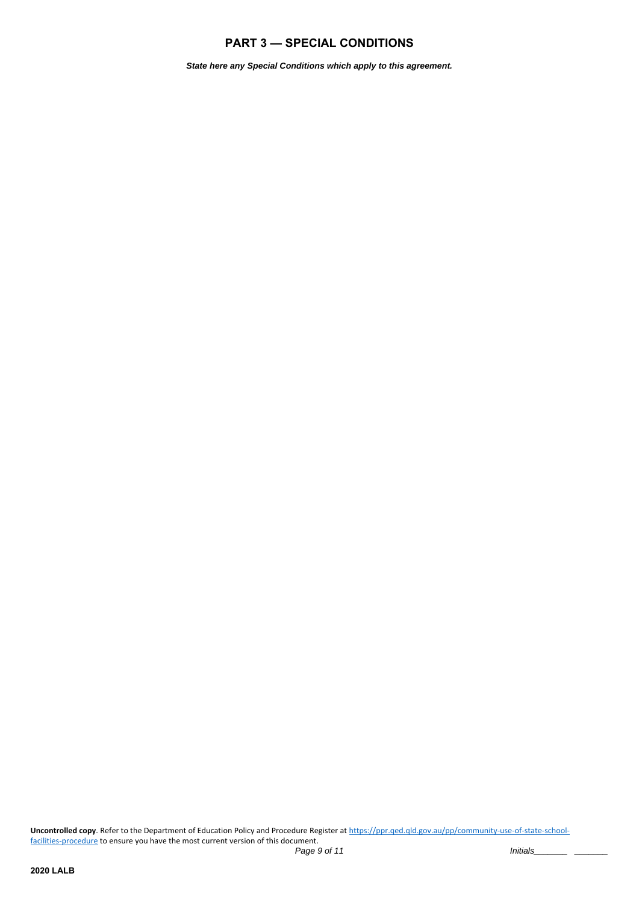## PART 3 — SPECIAL CONDITIONS

***State here any Special Conditions which apply to this agreement.***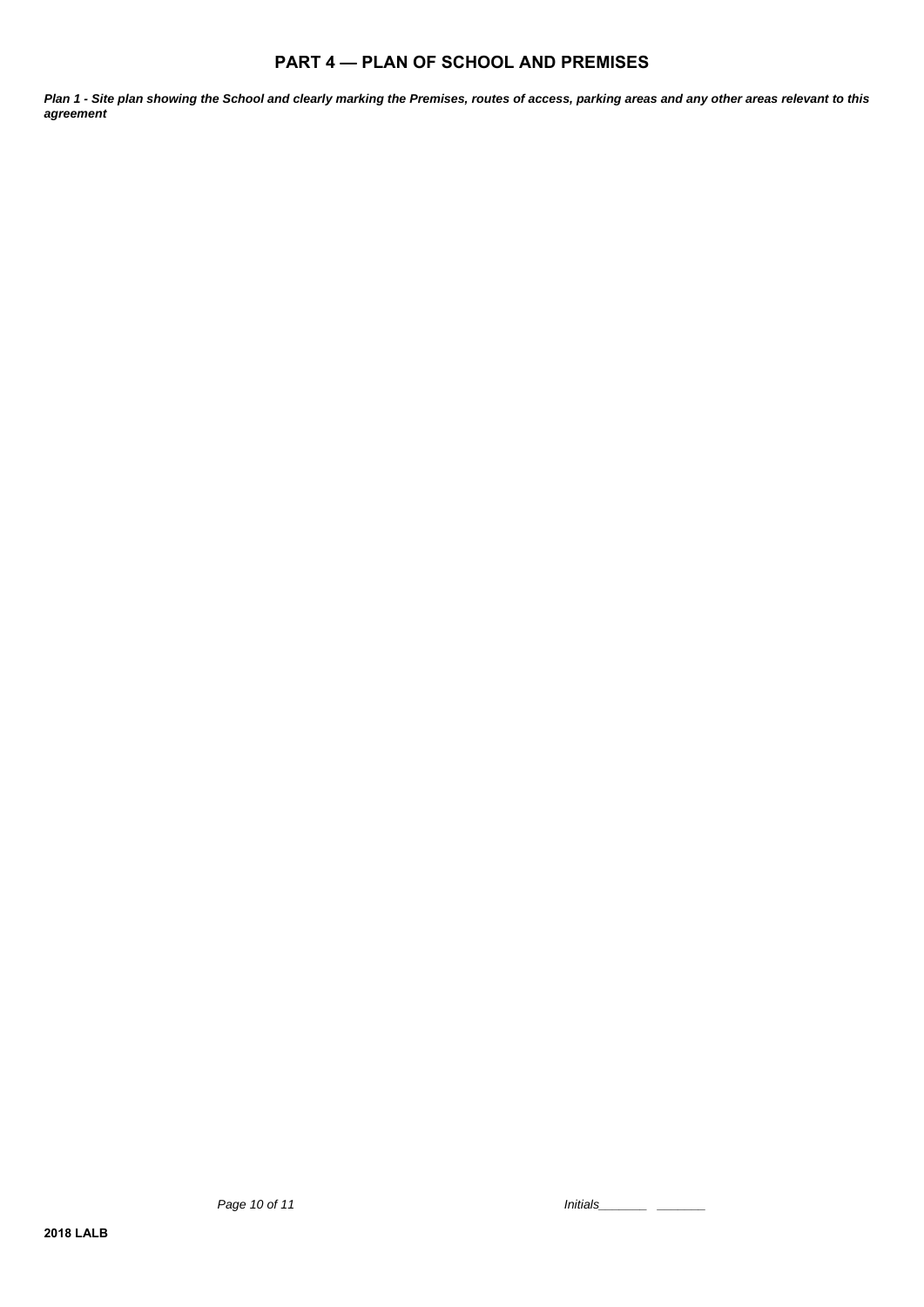## PART 4 — PLAN OF SCHOOL AND PREMISES

***Plan 1 - Site plan showing the School and clearly marking the Premises, routes of access, parking areas and any other areas relevant to this agreement***

*Initials_______ _______*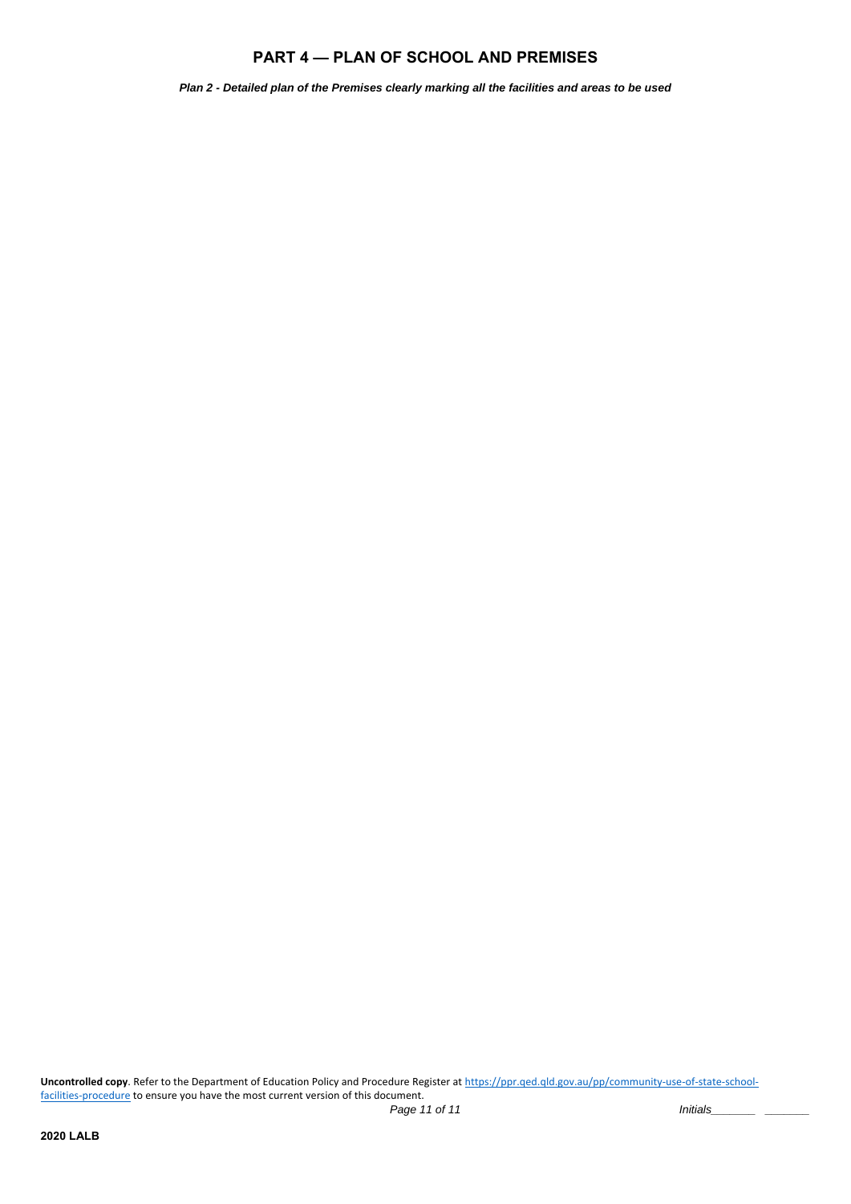# PART 4 — PLAN OF SCHOOL AND PREMISES

***Plan 2 - Detailed plan of the Premises clearly marking all the facilities and areas to be used***

**Uncontrolled copy**. Refer to the Department of Education Policy and Procedure Register at https://ppr.qed.qld.gov.au/pp/community-use-of-state-school-facilities-procedure to ensure you have the most current version of this document.

*Initials_______ _______*

**2020 LALB**